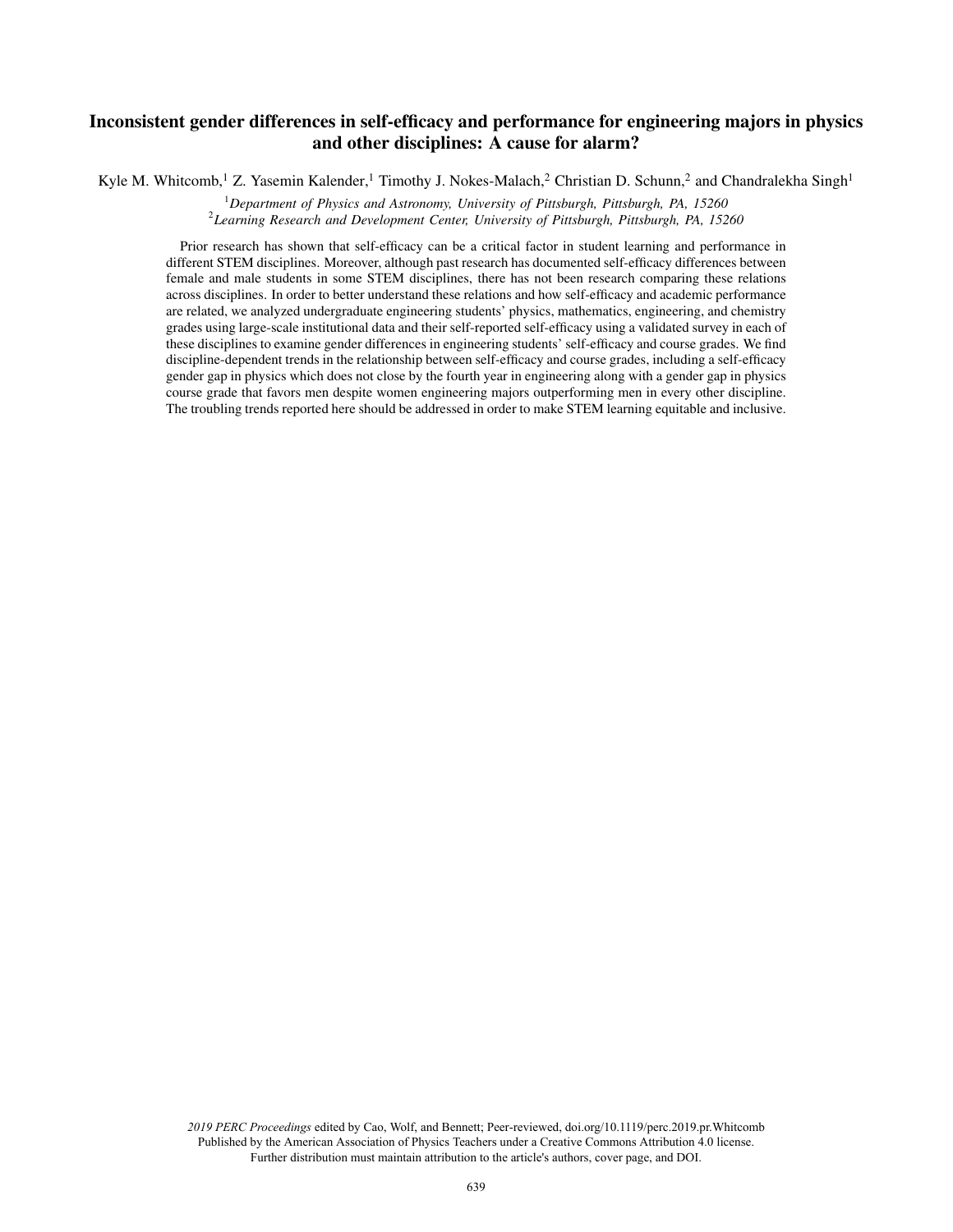# Inconsistent gender differences in self-efficacy and performance for engineering majors in physics and other disciplines: A cause for alarm?

Kyle M. Whitcomb,[1] Z. Yasemin Kalender,[1] Timothy J. Nokes-Malach,[2] Christian D. Schunn,[2] and Chandralekha Singh[1]

[1]*Department of Physics and Astronomy, University of Pittsburgh, Pittsburgh, PA, 15260*
[2]*Learning Research and Development Center, University of Pittsburgh, Pittsburgh, PA, 15260*

Prior research has shown that self-efficacy can be a critical factor in student learning and performance in different STEM disciplines. Moreover, although past research has documented self-efficacy differences between female and male students in some STEM disciplines, there has not been research comparing these relations across disciplines. In order to better understand these relations and how self-efficacy and academic performance are related, we analyzed undergraduate engineering students' physics, mathematics, engineering, and chemistry grades using large-scale institutional data and their self-reported self-efficacy using a validated survey in each of these disciplines to examine gender differences in engineering students' self-efficacy and course grades. We find discipline-dependent trends in the relationship between self-efficacy and course grades, including a self-efficacy gender gap in physics which does not close by the fourth year in engineering along with a gender gap in physics course grade that favors men despite women engineering majors outperforming men in every other discipline. The troubling trends reported here should be addressed in order to make STEM learning equitable and inclusive.

*2019 PERC Proceedings* edited by Cao, Wolf, and Bennett; Peer-reviewed, doi.org/10.1119/perc.2019.pr.Whitcomb
Published by the American Association of Physics Teachers under a Creative Commons Attribution 4.0 license.
Further distribution must maintain attribution to the article's authors, cover page, and DOI.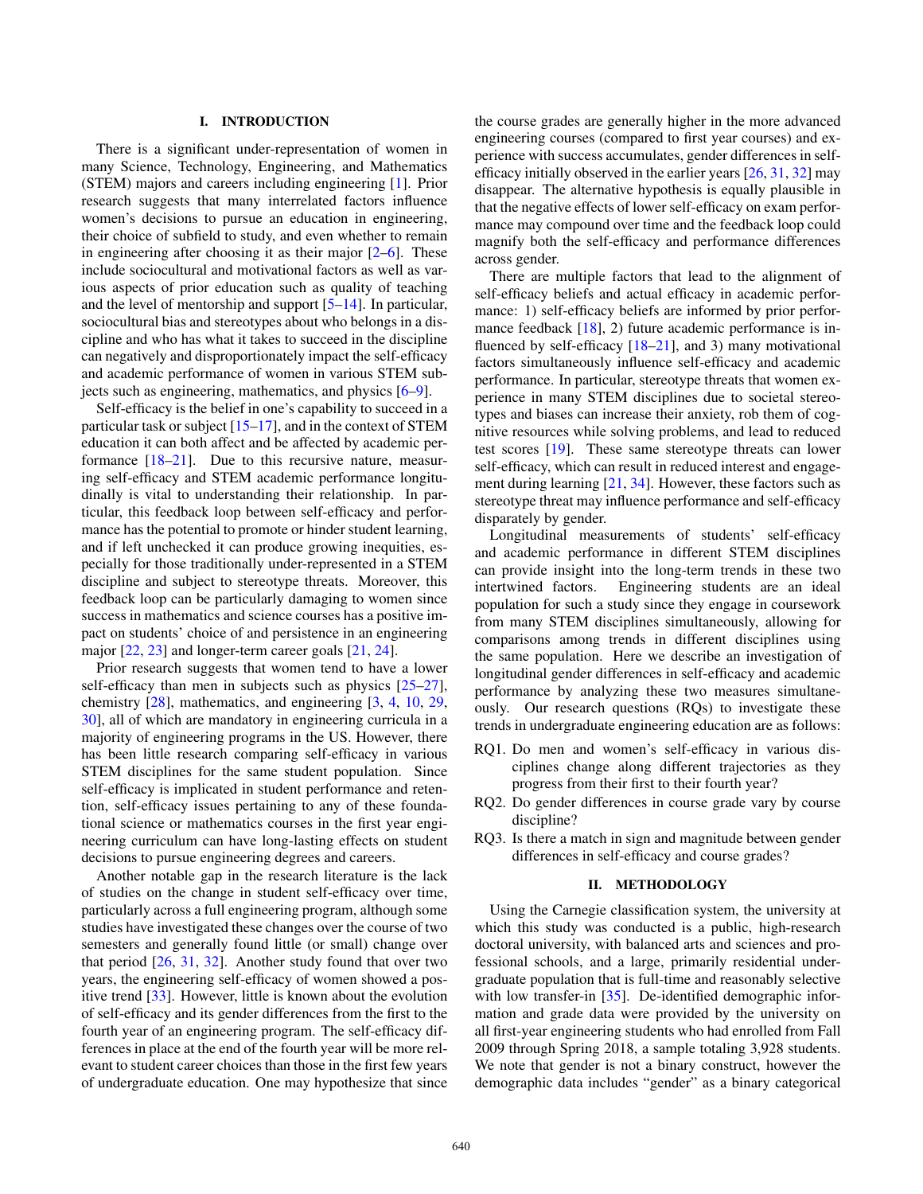## I. INTRODUCTION

There is a significant under-representation of women in many Science, Technology, Engineering, and Mathematics (STEM) majors and careers including engineering [1]. Prior research suggests that many interrelated factors influence women's decisions to pursue an education in engineering, their choice of subfield to study, and even whether to remain in engineering after choosing it as their major [2–6]. These include sociocultural and motivational factors as well as various aspects of prior education such as quality of teaching and the level of mentorship and support [5–14]. In particular, sociocultural bias and stereotypes about who belongs in a discipline and who has what it takes to succeed in the discipline can negatively and disproportionately impact the self-efficacy and academic performance of women in various STEM subjects such as engineering, mathematics, and physics [6–9].

Self-efficacy is the belief in one's capability to succeed in a particular task or subject [15–17], and in the context of STEM education it can both affect and be affected by academic performance [18–21]. Due to this recursive nature, measuring self-efficacy and STEM academic performance longitudinally is vital to understanding their relationship. In particular, this feedback loop between self-efficacy and performance has the potential to promote or hinder student learning, and if left unchecked it can produce growing inequities, especially for those traditionally under-represented in a STEM discipline and subject to stereotype threats. Moreover, this feedback loop can be particularly damaging to women since success in mathematics and science courses has a positive impact on students' choice of and persistence in an engineering major [22, 23] and longer-term career goals [21, 24].

Prior research suggests that women tend to have a lower self-efficacy than men in subjects such as physics [25–27], chemistry [28], mathematics, and engineering [3, 4, 10, 29, 30], all of which are mandatory in engineering curricula in a majority of engineering programs in the US. However, there has been little research comparing self-efficacy in various STEM disciplines for the same student population. Since self-efficacy is implicated in student performance and retention, self-efficacy issues pertaining to any of these foundational science or mathematics courses in the first year engineering curriculum can have long-lasting effects on student decisions to pursue engineering degrees and careers.

Another notable gap in the research literature is the lack of studies on the change in student self-efficacy over time, particularly across a full engineering program, although some studies have investigated these changes over the course of two semesters and generally found little (or small) change over that period [26, 31, 32]. Another study found that over two years, the engineering self-efficacy of women showed a positive trend [33]. However, little is known about the evolution of self-efficacy and its gender differences from the first to the fourth year of an engineering program. The self-efficacy differences in place at the end of the fourth year will be more relevant to student career choices than those in the first few years of undergraduate education. One may hypothesize that since the course grades are generally higher in the more advanced engineering courses (compared to first year courses) and experience with success accumulates, gender differences in self-efficacy initially observed in the earlier years [26, 31, 32] may disappear. The alternative hypothesis is equally plausible in that the negative effects of lower self-efficacy on exam performance may compound over time and the feedback loop could magnify both the self-efficacy and performance differences across gender.

There are multiple factors that lead to the alignment of self-efficacy beliefs and actual efficacy in academic performance: 1) self-efficacy beliefs are informed by prior performance feedback [18], 2) future academic performance is influenced by self-efficacy [18–21], and 3) many motivational factors simultaneously influence self-efficacy and academic performance. In particular, stereotype threats that women experience in many STEM disciplines due to societal stereotypes and biases can increase their anxiety, rob them of cognitive resources while solving problems, and lead to reduced test scores [19]. These same stereotype threats can lower self-efficacy, which can result in reduced interest and engagement during learning [21, 34]. However, these factors such as stereotype threat may influence performance and self-efficacy disparately by gender.

Longitudinal measurements of students' self-efficacy and academic performance in different STEM disciplines can provide insight into the long-term trends in these two intertwined factors. Engineering students are an ideal population for such a study since they engage in coursework from many STEM disciplines simultaneously, allowing for comparisons among trends in different disciplines using the same population. Here we describe an investigation of longitudinal gender differences in self-efficacy and academic performance by analyzing these two measures simultaneously. Our research questions (RQs) to investigate these trends in undergraduate engineering education are as follows:

- RQ1. Do men and women's self-efficacy in various disciplines change along different trajectories as they progress from their first to their fourth year?
- RQ2. Do gender differences in course grade vary by course discipline?
- RQ3. Is there a match in sign and magnitude between gender differences in self-efficacy and course grades?

## II. METHODOLOGY

Using the Carnegie classification system, the university at which this study was conducted is a public, high-research doctoral university, with balanced arts and sciences and professional schools, and a large, primarily residential undergraduate population that is full-time and reasonably selective with low transfer-in [35]. De-identified demographic information and grade data were provided by the university on all first-year engineering students who had enrolled from Fall 2009 through Spring 2018, a sample totaling 3,928 students. We note that gender is not a binary construct, however the demographic data includes "gender" as a binary categorical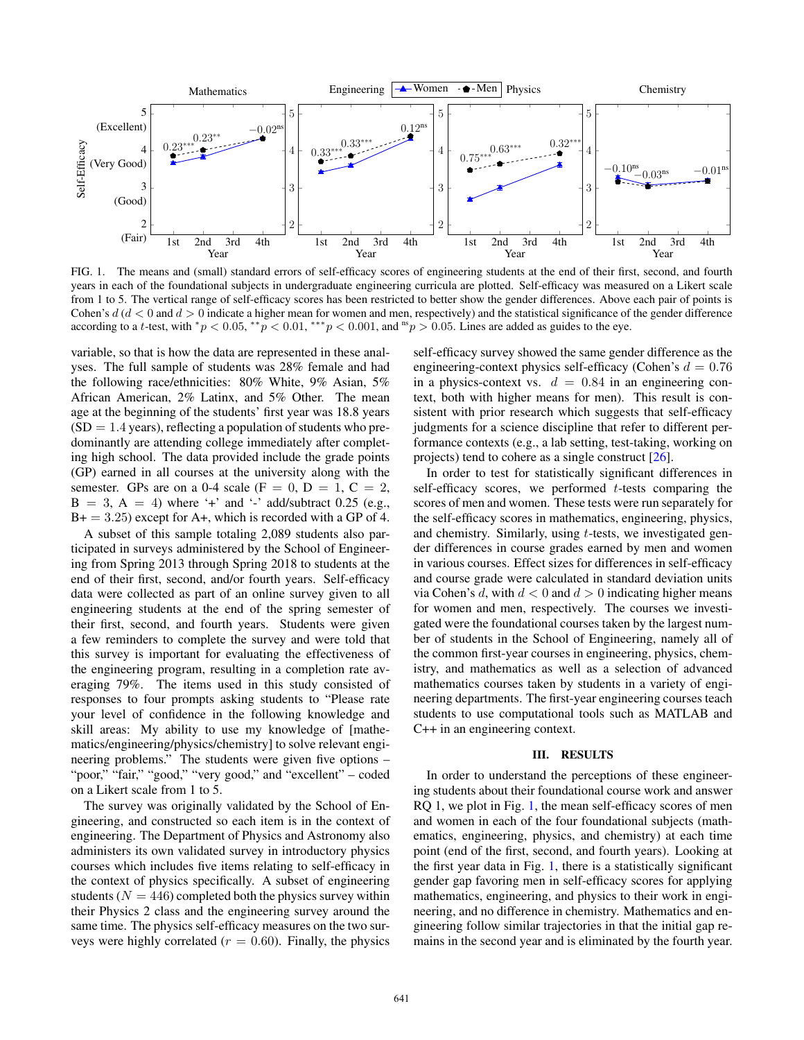FIG. 1. The means and (small) standard errors of self-efficacy scores of engineering students at the end of their first, second, and fourth years in each of the foundational subjects in undergraduate engineering curricula are plotted. Self-efficacy was measured on a Likert scale from 1 to 5. The vertical range of self-efficacy scores has been restricted to better show the gender differences. Above each pair of points is Cohen's $d$ ($d < 0$ and $d > 0$ indicate a higher mean for women and men, respectively) and the statistical significance of the gender difference according to a $t$-test, with $^{*}p < 0.05$, $^{**}p < 0.01$, $^{***}p < 0.001$, and $^{\text{ns}}p > 0.05$. Lines are added as guides to the eye.

variable, so that is how the data are represented in these analyses. The full sample of students was 28% female and had the following race/ethnicities: 80% White, 9% Asian, 5% African American, 2% Latinx, and 5% Other. The mean age at the beginning of the students' first year was 18.8 years (SD = 1.4 years), reflecting a population of students who predominantly are attending college immediately after completing high school. The data provided include the grade points (GP) earned in all courses at the university along with the semester. GPs are on a 0-4 scale (F = 0, D = 1, C = 2, B = 3, A = 4) where '+' and '-' add/subtract 0.25 (e.g., B+ = 3.25) except for A+, which is recorded with a GP of 4.

A subset of this sample totaling 2,089 students also participated in surveys administered by the School of Engineering from Spring 2013 through Spring 2018 to students at the end of their first, second, and/or fourth years. Self-efficacy data were collected as part of an online survey given to all engineering students at the end of the spring semester of their first, second, and fourth years. Students were given a few reminders to complete the survey and were told that this survey is important for evaluating the effectiveness of the engineering program, resulting in a completion rate averaging 79%. The items used in this study consisted of responses to four prompts asking students to "Please rate your level of confidence in the following knowledge and skill areas: My ability to use my knowledge of [mathematics/engineering/physics/chemistry] to solve relevant engineering problems." The students were given five options – "poor," "fair," "good," "very good," and "excellent" – coded on a Likert scale from 1 to 5.

The survey was originally validated by the School of Engineering, and constructed so each item is in the context of engineering. The Department of Physics and Astronomy also administers its own validated survey in introductory physics courses which includes five items relating to self-efficacy in the context of physics specifically. A subset of engineering students ($N = 446$) completed both the physics survey within their Physics 2 class and the engineering survey around the same time. The physics self-efficacy measures on the two surveys were highly correlated ($r = 0.60$). Finally, the physics self-efficacy survey showed the same gender difference as the engineering-context physics self-efficacy (Cohen's $d = 0.76$ in a physics-context vs. $d = 0.84$ in an engineering context, both with higher means for men). This result is consistent with prior research which suggests that self-efficacy judgments for a science discipline that refer to different performance contexts (e.g., a lab setting, test-taking, working on projects) tend to cohere as a single construct [26].

In order to test for statistically significant differences in self-efficacy scores, we performed $t$-tests comparing the scores of men and women. These tests were run separately for the self-efficacy scores in mathematics, engineering, physics, and chemistry. Similarly, using $t$-tests, we investigated gender differences in course grades earned by men and women in various courses. Effect sizes for differences in self-efficacy and course grade were calculated in standard deviation units via Cohen's $d$, with $d < 0$ and $d > 0$ indicating higher means for women and men, respectively. The courses we investigated were the foundational courses taken by the largest number of students in the School of Engineering, namely all of the common first-year courses in engineering, physics, chemistry, and mathematics as well as a selection of advanced mathematics courses taken by students in a variety of engineering departments. The first-year engineering courses teach students to use computational tools such as MATLAB and C++ in an engineering context.

## III. RESULTS

In order to understand the perceptions of these engineering students about their foundational course work and answer RQ 1, we plot in Fig. 1, the mean self-efficacy scores of men and women in each of the four foundational subjects (mathematics, engineering, physics, and chemistry) at each time point (end of the first, second, and fourth years). Looking at the first year data in Fig. 1, there is a statistically significant gender gap favoring men in self-efficacy scores for applying mathematics, engineering, and physics to their work in engineering, and no difference in chemistry. Mathematics and engineering follow similar trajectories in that the initial gap remains in the second year and is eliminated by the fourth year.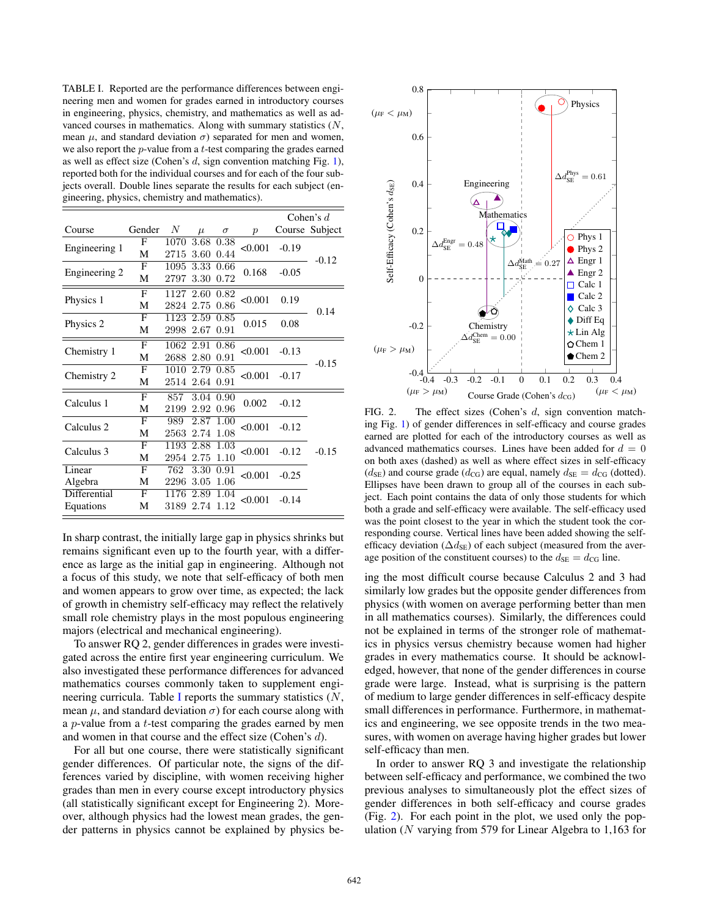TABLE I. Reported are the performance differences between engineering men and women for grades earned in introductory courses in engineering, physics, chemistry, and mathematics as well as advanced courses in mathematics. Along with summary statistics ($N$, mean $\mu$, and standard deviation $\sigma$) separated for men and women, we also report the $p$-value from a $t$-test comparing the grades earned as well as effect size (Cohen's $d$, sign convention matching Fig. 1), reported both for the individual courses and for each of the four subjects overall. Double lines separate the results for each subject (engineering, physics, chemistry and mathematics).

| Course | Gender | $N$ | $\mu$ | $\sigma$ | $p$ | Cohen's $d$ Course | Cohen's $d$ Subject |
|---|---|---|---|---|---|---|---|
| Engineering 1 | F | 1070 | 3.68 | 0.38 | <0.001 | -0.19 | -0.12 |
| | M | 2715 | 3.60 | 0.44 | | | |
| Engineering 2 | F | 1095 | 3.33 | 0.66 | 0.168 | -0.05 | |
| | M | 2797 | 3.30 | 0.72 | | | |
| Physics 1 | F | 1127 | 2.60 | 0.82 | <0.001 | 0.19 | 0.14 |
| | M | 2824 | 2.75 | 0.86 | | | |
| Physics 2 | F | 1123 | 2.59 | 0.85 | 0.015 | 0.08 | |
| | M | 2998 | 2.67 | 0.91 | | | |
| Chemistry 1 | F | 1062 | 2.91 | 0.86 | <0.001 | -0.13 | -0.15 |
| | M | 2688 | 2.80 | 0.91 | | | |
| Chemistry 2 | F | 1010 | 2.79 | 0.85 | <0.001 | -0.17 | |
| | M | 2514 | 2.64 | 0.91 | | | |
| Calculus 1 | F | 857 | 3.04 | 0.90 | 0.002 | -0.12 | -0.15 |
| | M | 2199 | 2.92 | 0.96 | | | |
| Calculus 2 | F | 989 | 2.87 | 1.00 | <0.001 | -0.12 | |
| | M | 2563 | 2.74 | 1.08 | | | |
| Calculus 3 | F | 1193 | 2.88 | 1.03 | <0.001 | -0.12 | |
| | M | 2954 | 2.75 | 1.10 | | | |
| Linear Algebra | F | 762 | 3.30 | 0.91 | <0.001 | -0.25 | |
| | M | 2296 | 3.05 | 1.06 | | | |
| Differential Equations | F | 1176 | 2.89 | 1.04 | <0.001 | -0.14 | |
| | M | 3189 | 2.74 | 1.12 | | | |

In sharp contrast, the initially large gap in physics shrinks but remains significant even up to the fourth year, with a difference as large as the initial gap in engineering. Although not a focus of this study, we note that self-efficacy of both men and women appears to grow over time, as expected; the lack of growth in chemistry self-efficacy may reflect the relatively small role chemistry plays in the most populous engineering majors (electrical and mechanical engineering).

To answer RQ 2, gender differences in grades were investigated across the entire first year engineering curriculum. We also investigated these performance differences for advanced mathematics courses commonly taken to supplement engineering curricula. Table I reports the summary statistics ($N$, mean $\mu$, and standard deviation $\sigma$) for each course along with a $p$-value from a $t$-test comparing the grades earned by men and women in that course and the effect size (Cohen's $d$).

For all but one course, there were statistically significant gender differences. Of particular note, the signs of the differences varied by discipline, with women receiving higher grades than men in every course except introductory physics (all statistically significant except for Engineering 2). Moreover, although physics had the lowest mean grades, the gender patterns in physics cannot be explained by physics being the most difficult course because Calculus 2 and 3 had similarly low grades but the opposite gender differences from physics (with women on average performing better than men in all mathematics courses). Similarly, the differences could not be explained in terms of the stronger role of mathematics in physics versus chemistry because women had higher grades in every mathematics course. It should be acknowledged, however, that none of the gender differences in course grade were large. Instead, what is surprising is the pattern of medium to large gender differences in self-efficacy despite small differences in performance. Furthermore, in mathematics and engineering, we see opposite trends in the two measures, with women on average having higher grades but lower self-efficacy than men.

FIG. 2. The effect sizes (Cohen's $d$, sign convention matching Fig. 1) of gender differences in self-efficacy and course grades earned are plotted for each of the introductory courses as well as advanced mathematics courses. Lines have been added for $d = 0$ on both axes (dashed) as well as where effect sizes in self-efficacy ($d_{\text{SE}}$) and course grade ($d_{\text{CG}}$) are equal, namely $d_{\text{SE}} = d_{\text{CG}}$ (dotted). Ellipses have been drawn to group all of the courses in each subject. Each point contains the data of only those students for which both a grade and self-efficacy were available. The self-efficacy used was the point closest to the year in which the student took the corresponding course. Vertical lines have been added showing the self-efficacy deviation ($\Delta d_{\text{SE}}$) of each subject (measured from the average position of the constituent courses) to the $d_{\text{SE}} = d_{\text{CG}}$ line.

In order to answer RQ 3 and investigate the relationship between self-efficacy and performance, we combined the two previous analyses to simultaneously plot the effect sizes of gender differences in both self-efficacy and course grades (Fig. 2). For each point in the plot, we used only the population ($N$ varying from 579 for Linear Algebra to 1,163 for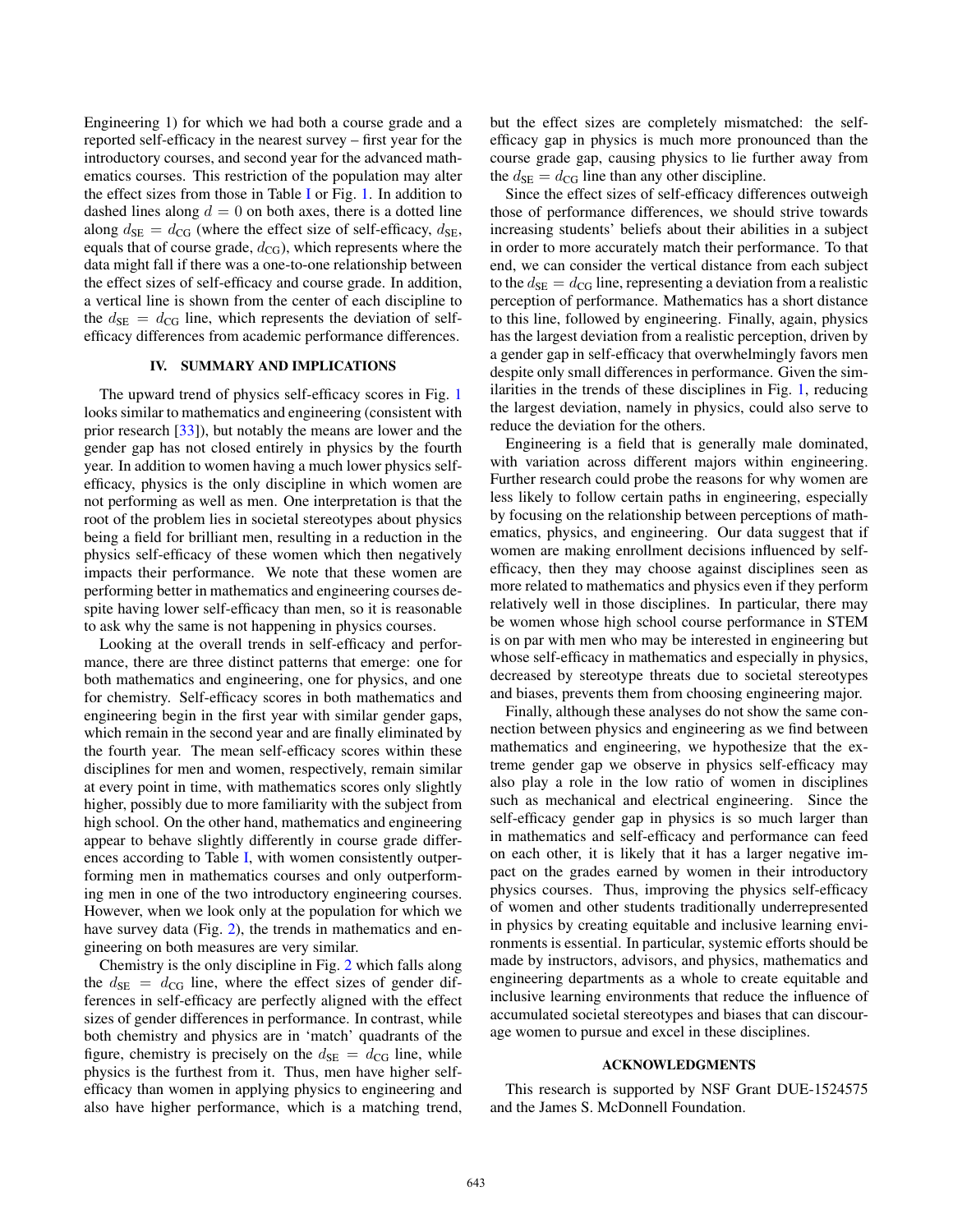Engineering 1) for which we had both a course grade and a reported self-efficacy in the nearest survey – first year for the introductory courses, and second year for the advanced mathematics courses. This restriction of the population may alter the effect sizes from those in Table I or Fig. 1. In addition to dashed lines along $d = 0$ on both axes, there is a dotted line along $d_{\text{SE}} = d_{\text{CG}}$ (where the effect size of self-efficacy, $d_{\text{SE}}$, equals that of course grade, $d_{\text{CG}}$), which represents where the data might fall if there was a one-to-one relationship between the effect sizes of self-efficacy and course grade. In addition, a vertical line is shown from the center of each discipline to the $d_{\text{SE}} = d_{\text{CG}}$ line, which represents the deviation of self-efficacy differences from academic performance differences.

## IV. SUMMARY AND IMPLICATIONS

The upward trend of physics self-efficacy scores in Fig. 1 looks similar to mathematics and engineering (consistent with prior research [33]), but notably the means are lower and the gender gap has not closed entirely in physics by the fourth year. In addition to women having a much lower physics self-efficacy, physics is the only discipline in which women are not performing as well as men. One interpretation is that the root of the problem lies in societal stereotypes about physics being a field for brilliant men, resulting in a reduction in the physics self-efficacy of these women which then negatively impacts their performance. We note that these women are performing better in mathematics and engineering courses despite having lower self-efficacy than men, so it is reasonable to ask why the same is not happening in physics courses.

Looking at the overall trends in self-efficacy and performance, there are three distinct patterns that emerge: one for both mathematics and engineering, one for physics, and one for chemistry. Self-efficacy scores in both mathematics and engineering begin in the first year with similar gender gaps, which remain in the second year and are finally eliminated by the fourth year. The mean self-efficacy scores within these disciplines for men and women, respectively, remain similar at every point in time, with mathematics scores only slightly higher, possibly due to more familiarity with the subject from high school. On the other hand, mathematics and engineering appear to behave slightly differently in course grade differences according to Table I, with women consistently outperforming men in mathematics courses and only outperforming men in one of the two introductory engineering courses. However, when we look only at the population for which we have survey data (Fig. 2), the trends in mathematics and engineering on both measures are very similar.

Chemistry is the only discipline in Fig. 2 which falls along the $d_{\text{SE}} = d_{\text{CG}}$ line, where the effect sizes of gender differences in self-efficacy are perfectly aligned with the effect sizes of gender differences in performance. In contrast, while both chemistry and physics are in 'match' quadrants of the figure, chemistry is precisely on the $d_{\text{SE}} = d_{\text{CG}}$ line, while physics is the furthest from it. Thus, men have higher self-efficacy than women in applying physics to engineering and also have higher performance, which is a matching trend, but the effect sizes are completely mismatched: the self-efficacy gap in physics is much more pronounced than the course grade gap, causing physics to lie further away from the $d_{\text{SE}} = d_{\text{CG}}$ line than any other discipline.

Since the effect sizes of self-efficacy differences outweigh those of performance differences, we should strive towards increasing students' beliefs about their abilities in a subject in order to more accurately match their performance. To that end, we can consider the vertical distance from each subject to the $d_{\text{SE}} = d_{\text{CG}}$ line, representing a deviation from a realistic perception of performance. Mathematics has a short distance to this line, followed by engineering. Finally, again, physics has the largest deviation from a realistic perception, driven by a gender gap in self-efficacy that overwhelmingly favors men despite only small differences in performance. Given the similarities in the trends of these disciplines in Fig. 1, reducing the largest deviation, namely in physics, could also serve to reduce the deviation for the others.

Engineering is a field that is generally male dominated, with variation across different majors within engineering. Further research could probe the reasons for why women are less likely to follow certain paths in engineering, especially by focusing on the relationship between perceptions of mathematics, physics, and engineering. Our data suggest that if women are making enrollment decisions influenced by self-efficacy, then they may choose against disciplines seen as more related to mathematics and physics even if they perform relatively well in those disciplines. In particular, there may be women whose high school course performance in STEM is on par with men who may be interested in engineering but whose self-efficacy in mathematics and especially in physics, decreased by stereotype threats due to societal stereotypes and biases, prevents them from choosing engineering major.

Finally, although these analyses do not show the same connection between physics and engineering as we find between mathematics and engineering, we hypothesize that the extreme gender gap we observe in physics self-efficacy may also play a role in the low ratio of women in disciplines such as mechanical and electrical engineering. Since the self-efficacy gender gap in physics is so much larger than in mathematics and self-efficacy and performance can feed on each other, it is likely that it has a larger negative impact on the grades earned by women in their introductory physics courses. Thus, improving the physics self-efficacy of women and other students traditionally underrepresented in physics by creating equitable and inclusive learning environments is essential. In particular, systemic efforts should be made by instructors, advisors, and physics, mathematics and engineering departments as a whole to create equitable and inclusive learning environments that reduce the influence of accumulated societal stereotypes and biases that can discourage women to pursue and excel in these disciplines.

## ACKNOWLEDGMENTS

This research is supported by NSF Grant DUE-1524575 and the James S. McDonnell Foundation.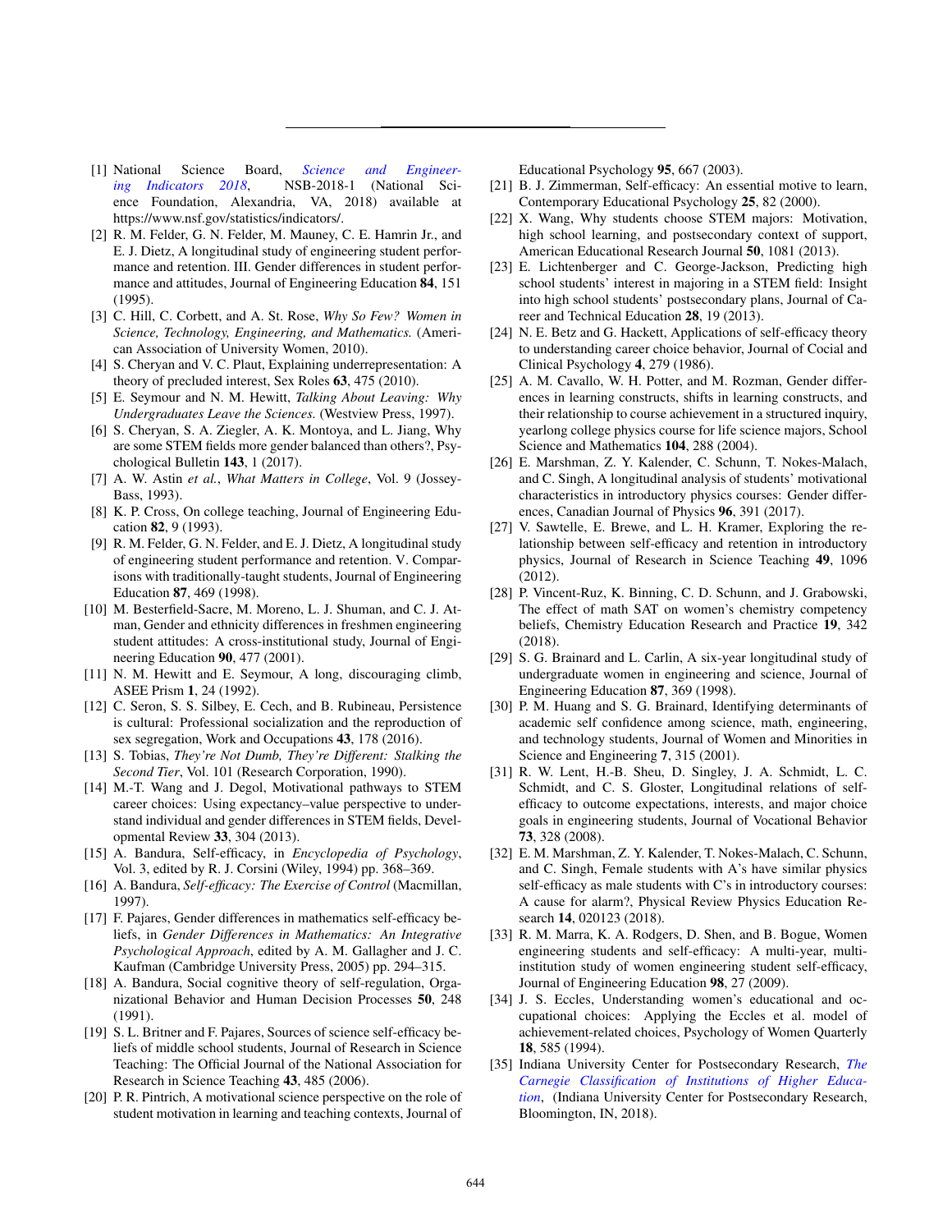[1] National Science Board, *Science and Engineering Indicators 2018*, NSB-2018-1 (National Science Foundation, Alexandria, VA, 2018) available at https://www.nsf.gov/statistics/indicators/.

[2] R. M. Felder, G. N. Felder, M. Mauney, C. E. Hamrin Jr., and E. J. Dietz, A longitudinal study of engineering student performance and retention. III. Gender differences in student performance and attitudes, Journal of Engineering Education **84**, 151 (1995).

[3] C. Hill, C. Corbett, and A. St. Rose, *Why So Few? Women in Science, Technology, Engineering, and Mathematics.* (American Association of University Women, 2010).

[4] S. Cheryan and V. C. Plaut, Explaining underrepresentation: A theory of precluded interest, Sex Roles **63**, 475 (2010).

[5] E. Seymour and N. M. Hewitt, *Talking About Leaving: Why Undergraduates Leave the Sciences.* (Westview Press, 1997).

[6] S. Cheryan, S. A. Ziegler, A. K. Montoya, and L. Jiang, Why are some STEM fields more gender balanced than others?, Psychological Bulletin **143**, 1 (2017).

[7] A. W. Astin *et al.*, *What Matters in College*, Vol. 9 (Jossey-Bass, 1993).

[8] K. P. Cross, On college teaching, Journal of Engineering Education **82**, 9 (1993).

[9] R. M. Felder, G. N. Felder, and E. J. Dietz, A longitudinal study of engineering student performance and retention. V. Comparisons with traditionally-taught students, Journal of Engineering Education **87**, 469 (1998).

[10] M. Besterfield-Sacre, M. Moreno, L. J. Shuman, and C. J. Atman, Gender and ethnicity differences in freshmen engineering student attitudes: A cross-institutional study, Journal of Engineering Education **90**, 477 (2001).

[11] N. M. Hewitt and E. Seymour, A long, discouraging climb, ASEE Prism **1**, 24 (1992).

[12] C. Seron, S. S. Silbey, E. Cech, and B. Rubineau, Persistence is cultural: Professional socialization and the reproduction of sex segregation, Work and Occupations **43**, 178 (2016).

[13] S. Tobias, *They're Not Dumb, They're Different: Stalking the Second Tier*, Vol. 101 (Research Corporation, 1990).

[14] M.-T. Wang and J. Degol, Motivational pathways to STEM career choices: Using expectancy–value perspective to understand individual and gender differences in STEM fields, Developmental Review **33**, 304 (2013).

[15] A. Bandura, Self-efficacy, in *Encyclopedia of Psychology*, Vol. 3, edited by R. J. Corsini (Wiley, 1994) pp. 368–369.

[16] A. Bandura, *Self-efficacy: The Exercise of Control* (Macmillan, 1997).

[17] F. Pajares, Gender differences in mathematics self-efficacy beliefs, in *Gender Differences in Mathematics: An Integrative Psychological Approach*, edited by A. M. Gallagher and J. C. Kaufman (Cambridge University Press, 2005) pp. 294–315.

[18] A. Bandura, Social cognitive theory of self-regulation, Organizational Behavior and Human Decision Processes **50**, 248 (1991).

[19] S. L. Britner and F. Pajares, Sources of science self-efficacy beliefs of middle school students, Journal of Research in Science Teaching: The Official Journal of the National Association for Research in Science Teaching **43**, 485 (2006).

[20] P. R. Pintrich, A motivational science perspective on the role of student motivation in learning and teaching contexts, Journal of Educational Psychology **95**, 667 (2003).

[21] B. J. Zimmerman, Self-efficacy: An essential motive to learn, Contemporary Educational Psychology **25**, 82 (2000).

[22] X. Wang, Why students choose STEM majors: Motivation, high school learning, and postsecondary context of support, American Educational Research Journal **50**, 1081 (2013).

[23] E. Lichtenberger and C. George-Jackson, Predicting high school students' interest in majoring in a STEM field: Insight into high school students' postsecondary plans, Journal of Career and Technical Education **28**, 19 (2013).

[24] N. E. Betz and G. Hackett, Applications of self-efficacy theory to understanding career choice behavior, Journal of Cocial and Clinical Psychology **4**, 279 (1986).

[25] A. M. Cavallo, W. H. Potter, and M. Rozman, Gender differences in learning constructs, shifts in learning constructs, and their relationship to course achievement in a structured inquiry, yearlong college physics course for life science majors, School Science and Mathematics **104**, 288 (2004).

[26] E. Marshman, Z. Y. Kalender, C. Schunn, T. Nokes-Malach, and C. Singh, A longitudinal analysis of students' motivational characteristics in introductory physics courses: Gender differences, Canadian Journal of Physics **96**, 391 (2017).

[27] V. Sawtelle, E. Brewe, and L. H. Kramer, Exploring the relationship between self-efficacy and retention in introductory physics, Journal of Research in Science Teaching **49**, 1096 (2012).

[28] P. Vincent-Ruz, K. Binning, C. D. Schunn, and J. Grabowski, The effect of math SAT on women's chemistry competency beliefs, Chemistry Education Research and Practice **19**, 342 (2018).

[29] S. G. Brainard and L. Carlin, A six-year longitudinal study of undergraduate women in engineering and science, Journal of Engineering Education **87**, 369 (1998).

[30] P. M. Huang and S. G. Brainard, Identifying determinants of academic self confidence among science, math, engineering, and technology students, Journal of Women and Minorities in Science and Engineering **7**, 315 (2001).

[31] R. W. Lent, H.-B. Sheu, D. Singley, J. A. Schmidt, L. C. Schmidt, and C. S. Gloster, Longitudinal relations of self-efficacy to outcome expectations, interests, and major choice goals in engineering students, Journal of Vocational Behavior **73**, 328 (2008).

[32] E. M. Marshman, Z. Y. Kalender, T. Nokes-Malach, C. Schunn, and C. Singh, Female students with A's have similar physics self-efficacy as male students with C's in introductory courses: A cause for alarm?, Physical Review Physics Education Research **14**, 020123 (2018).

[33] R. M. Marra, K. A. Rodgers, D. Shen, and B. Bogue, Women engineering students and self-efficacy: A multi-year, multi-institution study of women engineering student self-efficacy, Journal of Engineering Education **98**, 27 (2009).

[34] J. S. Eccles, Understanding women's educational and occupational choices: Applying the Eccles et al. model of achievement-related choices, Psychology of Women Quarterly **18**, 585 (1994).

[35] Indiana University Center for Postsecondary Research, *The Carnegie Classification of Institutions of Higher Education*, (Indiana University Center for Postsecondary Research, Bloomington, IN, 2018).